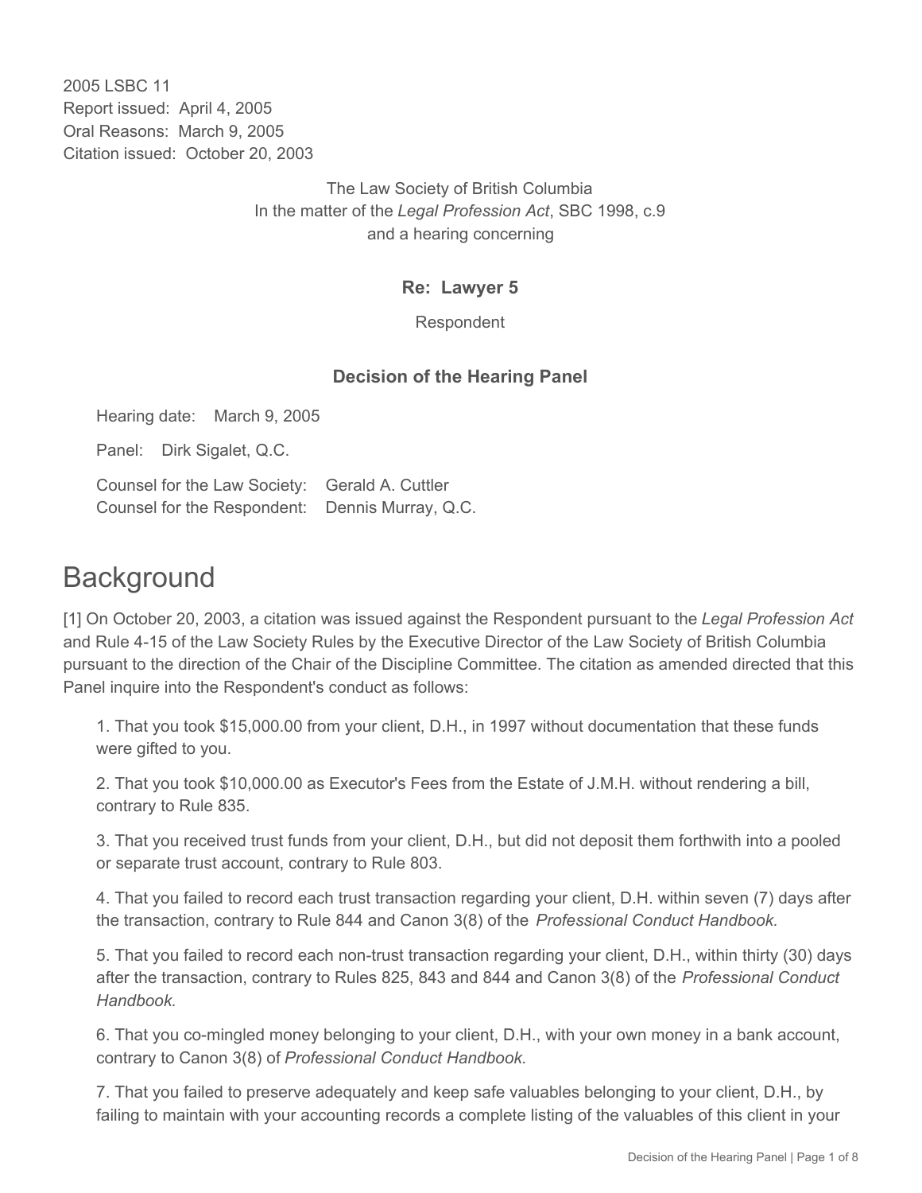2005 LSBC 11
Report issued: April 4, 2005
Oral Reasons: March 9, 2005
Citation issued: October 20, 2003

The Law Society of British Columbia
In the matter of the *Legal Profession Act*, SBC 1998, c.9
and a hearing concerning

**Re: Lawyer 5**

Respondent

**Decision of the Hearing Panel**

Hearing date: March 9, 2005

Panel: Dirk Sigalet, Q.C.

Counsel for the Law Society: Gerald A. Cuttler
Counsel for the Respondent: Dennis Murray, Q.C.

# Background

[1] On October 20, 2003, a citation was issued against the Respondent pursuant to the *Legal Profession Act* and Rule 4-15 of the Law Society Rules by the Executive Director of the Law Society of British Columbia pursuant to the direction of the Chair of the Discipline Committee. The citation as amended directed that this Panel inquire into the Respondent's conduct as follows:

1. That you took $15,000.00 from your client, D.H., in 1997 without documentation that these funds were gifted to you.

2. That you took $10,000.00 as Executor's Fees from the Estate of J.M.H. without rendering a bill, contrary to Rule 835.

3. That you received trust funds from your client, D.H., but did not deposit them forthwith into a pooled or separate trust account, contrary to Rule 803.

4. That you failed to record each trust transaction regarding your client, D.H. within seven (7) days after the transaction, contrary to Rule 844 and Canon 3(8) of the *Professional Conduct Handbook.*

5. That you failed to record each non-trust transaction regarding your client, D.H., within thirty (30) days after the transaction, contrary to Rules 825, 843 and 844 and Canon 3(8) of the *Professional Conduct Handbook.*

6. That you co-mingled money belonging to your client, D.H., with your own money in a bank account, contrary to Canon 3(8) of *Professional Conduct Handbook.*

7. That you failed to preserve adequately and keep safe valuables belonging to your client, D.H., by failing to maintain with your accounting records a complete listing of the valuables of this client in your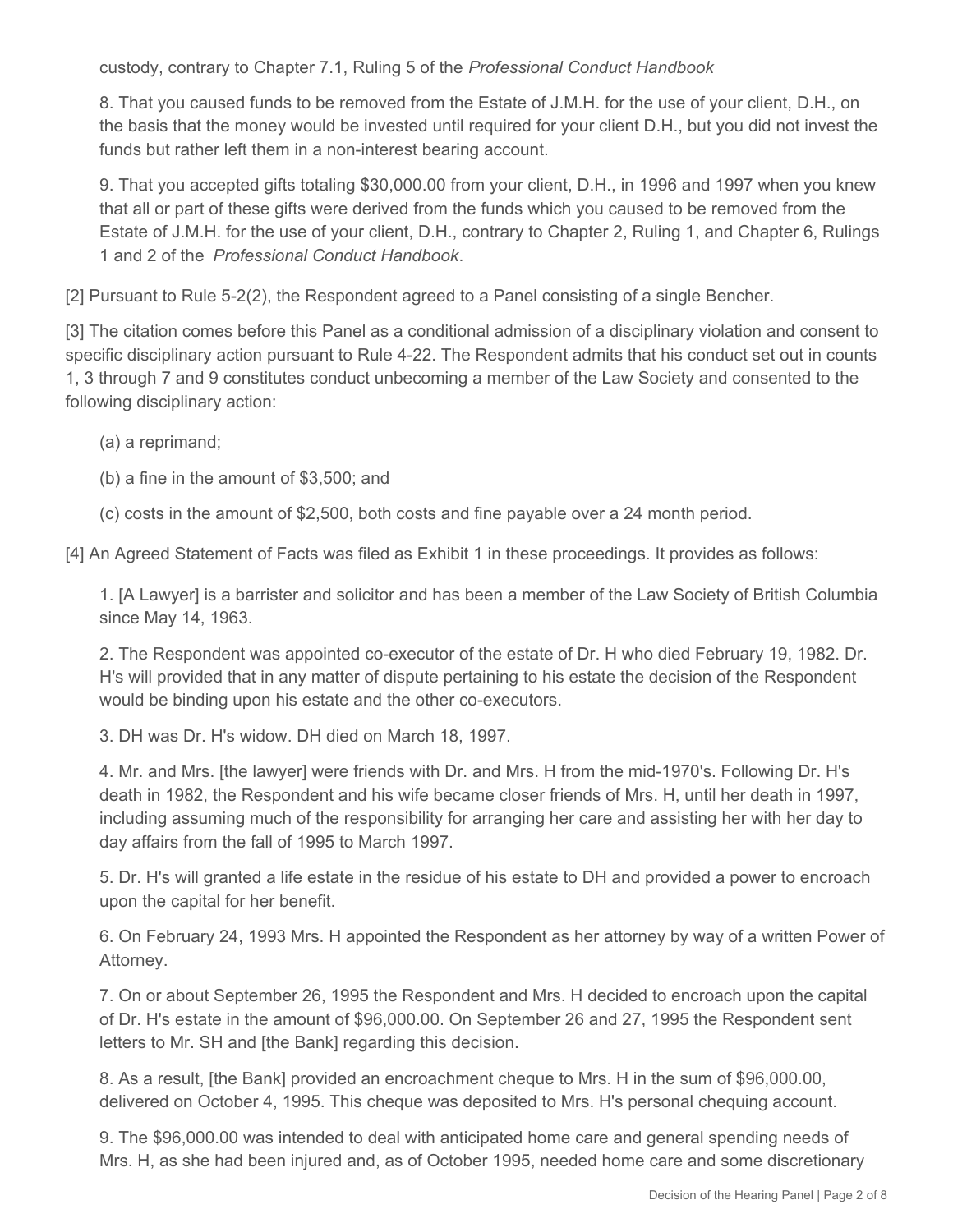custody, contrary to Chapter 7.1, Ruling 5 of the *Professional Conduct Handbook*

8. That you caused funds to be removed from the Estate of J.M.H. for the use of your client, D.H., on the basis that the money would be invested until required for your client D.H., but you did not invest the funds but rather left them in a non-interest bearing account.

9. That you accepted gifts totaling $30,000.00 from your client, D.H., in 1996 and 1997 when you knew that all or part of these gifts were derived from the funds which you caused to be removed from the Estate of J.M.H. for the use of your client, D.H., contrary to Chapter 2, Ruling 1, and Chapter 6, Rulings 1 and 2 of the *Professional Conduct Handbook*.

[2] Pursuant to Rule 5-2(2), the Respondent agreed to a Panel consisting of a single Bencher.

[3] The citation comes before this Panel as a conditional admission of a disciplinary violation and consent to specific disciplinary action pursuant to Rule 4-22. The Respondent admits that his conduct set out in counts 1, 3 through 7 and 9 constitutes conduct unbecoming a member of the Law Society and consented to the following disciplinary action:

(a) a reprimand;

(b) a fine in the amount of $3,500; and

(c) costs in the amount of $2,500, both costs and fine payable over a 24 month period.

[4] An Agreed Statement of Facts was filed as Exhibit 1 in these proceedings. It provides as follows:

1. [A Lawyer] is a barrister and solicitor and has been a member of the Law Society of British Columbia since May 14, 1963.

2. The Respondent was appointed co-executor of the estate of Dr. H who died February 19, 1982. Dr. H's will provided that in any matter of dispute pertaining to his estate the decision of the Respondent would be binding upon his estate and the other co-executors.

3. DH was Dr. H's widow. DH died on March 18, 1997.

4. Mr. and Mrs. [the lawyer] were friends with Dr. and Mrs. H from the mid-1970's. Following Dr. H's death in 1982, the Respondent and his wife became closer friends of Mrs. H, until her death in 1997, including assuming much of the responsibility for arranging her care and assisting her with her day to day affairs from the fall of 1995 to March 1997.

5. Dr. H's will granted a life estate in the residue of his estate to DH and provided a power to encroach upon the capital for her benefit.

6. On February 24, 1993 Mrs. H appointed the Respondent as her attorney by way of a written Power of Attorney.

7. On or about September 26, 1995 the Respondent and Mrs. H decided to encroach upon the capital of Dr. H's estate in the amount of $96,000.00. On September 26 and 27, 1995 the Respondent sent letters to Mr. SH and [the Bank] regarding this decision.

8. As a result, [the Bank] provided an encroachment cheque to Mrs. H in the sum of $96,000.00, delivered on October 4, 1995. This cheque was deposited to Mrs. H's personal chequing account.

9. The $96,000.00 was intended to deal with anticipated home care and general spending needs of Mrs. H, as she had been injured and, as of October 1995, needed home care and some discretionary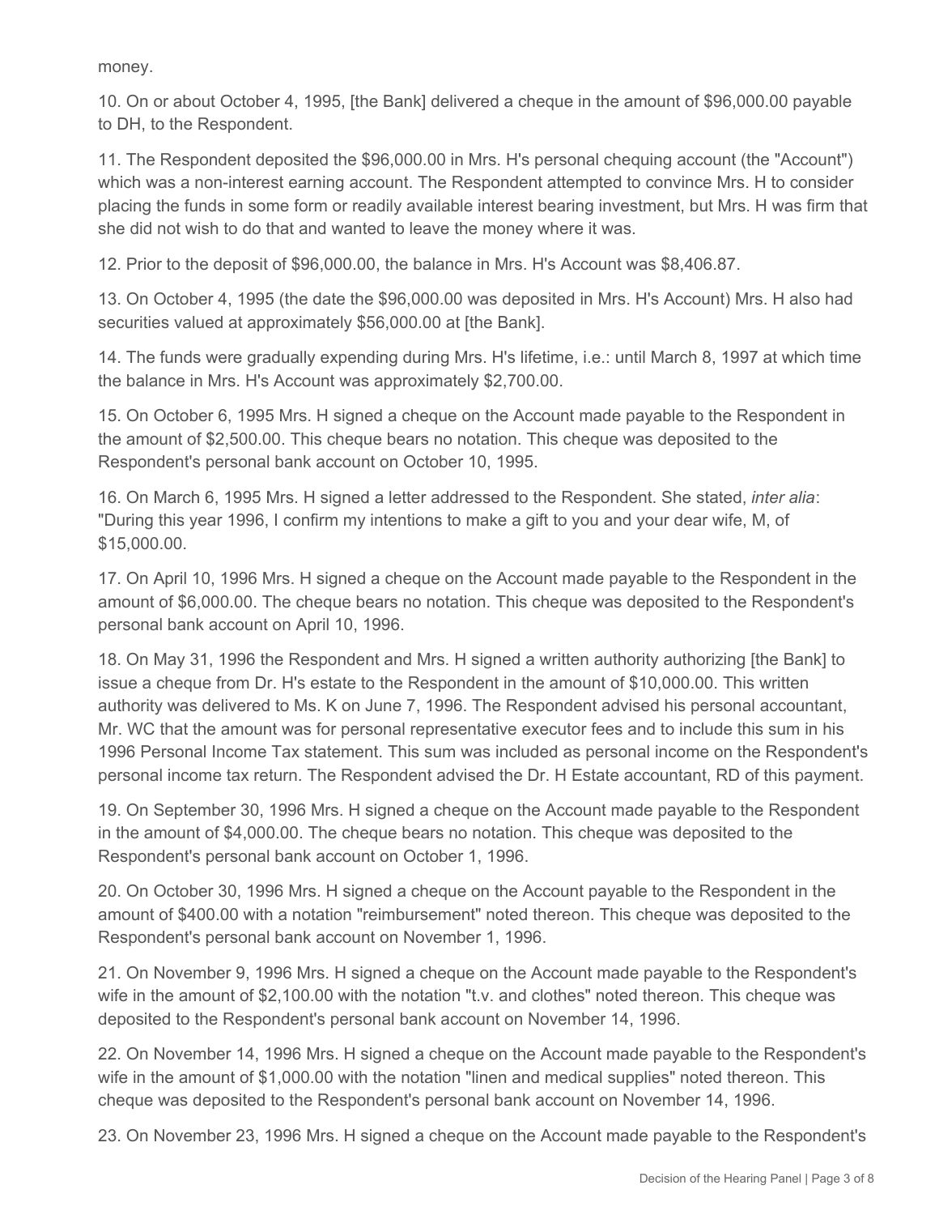money.

10. On or about October 4, 1995, [the Bank] delivered a cheque in the amount of $96,000.00 payable to DH, to the Respondent.

11. The Respondent deposited the $96,000.00 in Mrs. H's personal chequing account (the "Account") which was a non-interest earning account. The Respondent attempted to convince Mrs. H to consider placing the funds in some form or readily available interest bearing investment, but Mrs. H was firm that she did not wish to do that and wanted to leave the money where it was.

12. Prior to the deposit of $96,000.00, the balance in Mrs. H's Account was $8,406.87.

13. On October 4, 1995 (the date the $96,000.00 was deposited in Mrs. H's Account) Mrs. H also had securities valued at approximately $56,000.00 at [the Bank].

14. The funds were gradually expending during Mrs. H's lifetime, i.e.: until March 8, 1997 at which time the balance in Mrs. H's Account was approximately $2,700.00.

15. On October 6, 1995 Mrs. H signed a cheque on the Account made payable to the Respondent in the amount of $2,500.00. This cheque bears no notation. This cheque was deposited to the Respondent's personal bank account on October 10, 1995.

16. On March 6, 1995 Mrs. H signed a letter addressed to the Respondent. She stated, *inter alia*: "During this year 1996, I confirm my intentions to make a gift to you and your dear wife, M, of $15,000.00.

17. On April 10, 1996 Mrs. H signed a cheque on the Account made payable to the Respondent in the amount of $6,000.00. The cheque bears no notation. This cheque was deposited to the Respondent's personal bank account on April 10, 1996.

18. On May 31, 1996 the Respondent and Mrs. H signed a written authority authorizing [the Bank] to issue a cheque from Dr. H's estate to the Respondent in the amount of $10,000.00. This written authority was delivered to Ms. K on June 7, 1996. The Respondent advised his personal accountant, Mr. WC that the amount was for personal representative executor fees and to include this sum in his 1996 Personal Income Tax statement. This sum was included as personal income on the Respondent's personal income tax return. The Respondent advised the Dr. H Estate accountant, RD of this payment.

19. On September 30, 1996 Mrs. H signed a cheque on the Account made payable to the Respondent in the amount of $4,000.00. The cheque bears no notation. This cheque was deposited to the Respondent's personal bank account on October 1, 1996.

20. On October 30, 1996 Mrs. H signed a cheque on the Account payable to the Respondent in the amount of $400.00 with a notation "reimbursement" noted thereon. This cheque was deposited to the Respondent's personal bank account on November 1, 1996.

21. On November 9, 1996 Mrs. H signed a cheque on the Account made payable to the Respondent's wife in the amount of $2,100.00 with the notation "t.v. and clothes" noted thereon. This cheque was deposited to the Respondent's personal bank account on November 14, 1996.

22. On November 14, 1996 Mrs. H signed a cheque on the Account made payable to the Respondent's wife in the amount of $1,000.00 with the notation "linen and medical supplies" noted thereon. This cheque was deposited to the Respondent's personal bank account on November 14, 1996.

23. On November 23, 1996 Mrs. H signed a cheque on the Account made payable to the Respondent's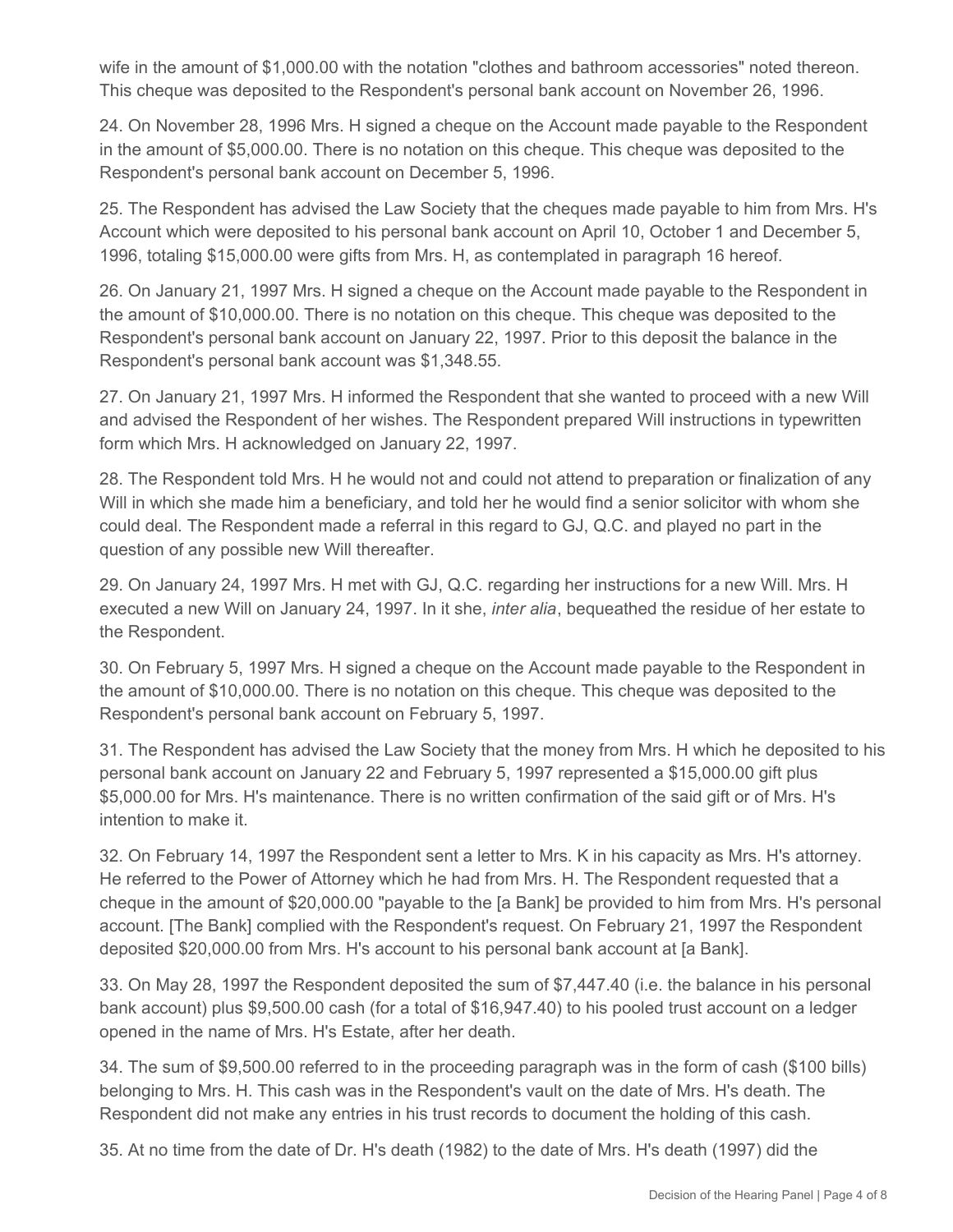wife in the amount of $1,000.00 with the notation "clothes and bathroom accessories" noted thereon. This cheque was deposited to the Respondent's personal bank account on November 26, 1996.

24. On November 28, 1996 Mrs. H signed a cheque on the Account made payable to the Respondent in the amount of $5,000.00. There is no notation on this cheque. This cheque was deposited to the Respondent's personal bank account on December 5, 1996.

25. The Respondent has advised the Law Society that the cheques made payable to him from Mrs. H's Account which were deposited to his personal bank account on April 10, October 1 and December 5, 1996, totaling $15,000.00 were gifts from Mrs. H, as contemplated in paragraph 16 hereof.

26. On January 21, 1997 Mrs. H signed a cheque on the Account made payable to the Respondent in the amount of $10,000.00. There is no notation on this cheque. This cheque was deposited to the Respondent's personal bank account on January 22, 1997. Prior to this deposit the balance in the Respondent's personal bank account was $1,348.55.

27. On January 21, 1997 Mrs. H informed the Respondent that she wanted to proceed with a new Will and advised the Respondent of her wishes. The Respondent prepared Will instructions in typewritten form which Mrs. H acknowledged on January 22, 1997.

28. The Respondent told Mrs. H he would not and could not attend to preparation or finalization of any Will in which she made him a beneficiary, and told her he would find a senior solicitor with whom she could deal. The Respondent made a referral in this regard to GJ, Q.C. and played no part in the question of any possible new Will thereafter.

29. On January 24, 1997 Mrs. H met with GJ, Q.C. regarding her instructions for a new Will. Mrs. H executed a new Will on January 24, 1997. In it she, *inter alia*, bequeathed the residue of her estate to the Respondent.

30. On February 5, 1997 Mrs. H signed a cheque on the Account made payable to the Respondent in the amount of $10,000.00. There is no notation on this cheque. This cheque was deposited to the Respondent's personal bank account on February 5, 1997.

31. The Respondent has advised the Law Society that the money from Mrs. H which he deposited to his personal bank account on January 22 and February 5, 1997 represented a $15,000.00 gift plus $5,000.00 for Mrs. H's maintenance. There is no written confirmation of the said gift or of Mrs. H's intention to make it.

32. On February 14, 1997 the Respondent sent a letter to Mrs. K in his capacity as Mrs. H's attorney. He referred to the Power of Attorney which he had from Mrs. H. The Respondent requested that a cheque in the amount of $20,000.00 "payable to the [a Bank] be provided to him from Mrs. H's personal account. [The Bank] complied with the Respondent's request. On February 21, 1997 the Respondent deposited $20,000.00 from Mrs. H's account to his personal bank account at [a Bank].

33. On May 28, 1997 the Respondent deposited the sum of $7,447.40 (i.e. the balance in his personal bank account) plus $9,500.00 cash (for a total of $16,947.40) to his pooled trust account on a ledger opened in the name of Mrs. H's Estate, after her death.

34. The sum of $9,500.00 referred to in the proceeding paragraph was in the form of cash ($100 bills) belonging to Mrs. H. This cash was in the Respondent's vault on the date of Mrs. H's death. The Respondent did not make any entries in his trust records to document the holding of this cash.

35. At no time from the date of Dr. H's death (1982) to the date of Mrs. H's death (1997) did the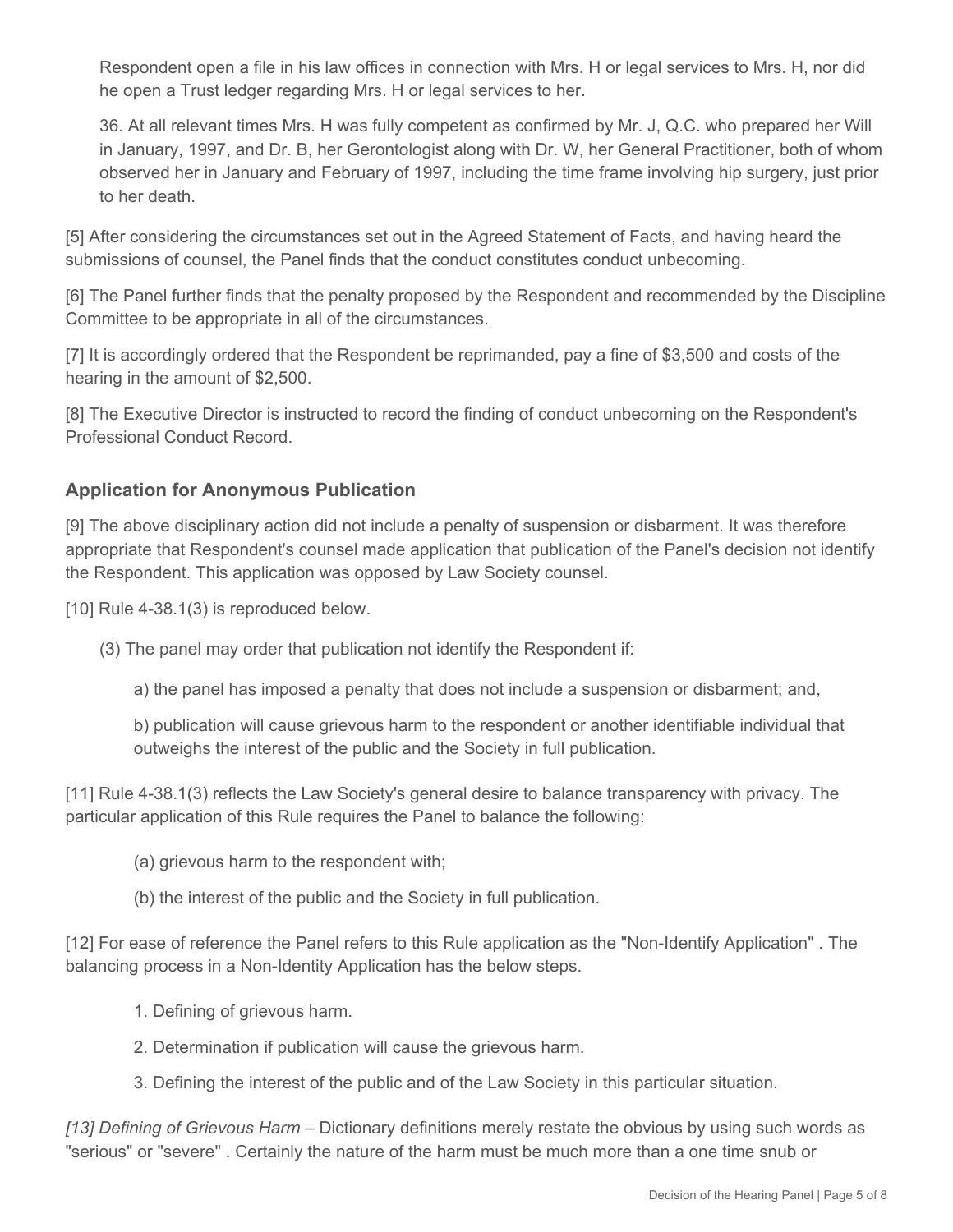Respondent open a file in his law offices in connection with Mrs. H or legal services to Mrs. H, nor did he open a Trust ledger regarding Mrs. H or legal services to her.

36. At all relevant times Mrs. H was fully competent as confirmed by Mr. J, Q.C. who prepared her Will in January, 1997, and Dr. B, her Gerontologist along with Dr. W, her General Practitioner, both of whom observed her in January and February of 1997, including the time frame involving hip surgery, just prior to her death.

[5] After considering the circumstances set out in the Agreed Statement of Facts, and having heard the submissions of counsel, the Panel finds that the conduct constitutes conduct unbecoming.

[6] The Panel further finds that the penalty proposed by the Respondent and recommended by the Discipline Committee to be appropriate in all of the circumstances.

[7] It is accordingly ordered that the Respondent be reprimanded, pay a fine of $3,500 and costs of the hearing in the amount of $2,500.

[8] The Executive Director is instructed to record the finding of conduct unbecoming on the Respondent's Professional Conduct Record.

### Application for Anonymous Publication

[9] The above disciplinary action did not include a penalty of suspension or disbarment. It was therefore appropriate that Respondent's counsel made application that publication of the Panel's decision not identify the Respondent. This application was opposed by Law Society counsel.

[10] Rule 4-38.1(3) is reproduced below.

(3) The panel may order that publication not identify the Respondent if:

a) the panel has imposed a penalty that does not include a suspension or disbarment; and,

b) publication will cause grievous harm to the respondent or another identifiable individual that outweighs the interest of the public and the Society in full publication.

[11] Rule 4-38.1(3) reflects the Law Society's general desire to balance transparency with privacy. The particular application of this Rule requires the Panel to balance the following:

(a) grievous harm to the respondent with;

(b) the interest of the public and the Society in full publication.

[12] For ease of reference the Panel refers to this Rule application as the "Non-Identify Application" . The balancing process in a Non-Identity Application has the below steps.

1. Defining of grievous harm.
2. Determination if publication will cause the grievous harm.
3. Defining the interest of the public and of the Law Society in this particular situation.

*[13] Defining of Grievous Harm* – Dictionary definitions merely restate the obvious by using such words as "serious" or "severe" . Certainly the nature of the harm must be much more than a one time snub or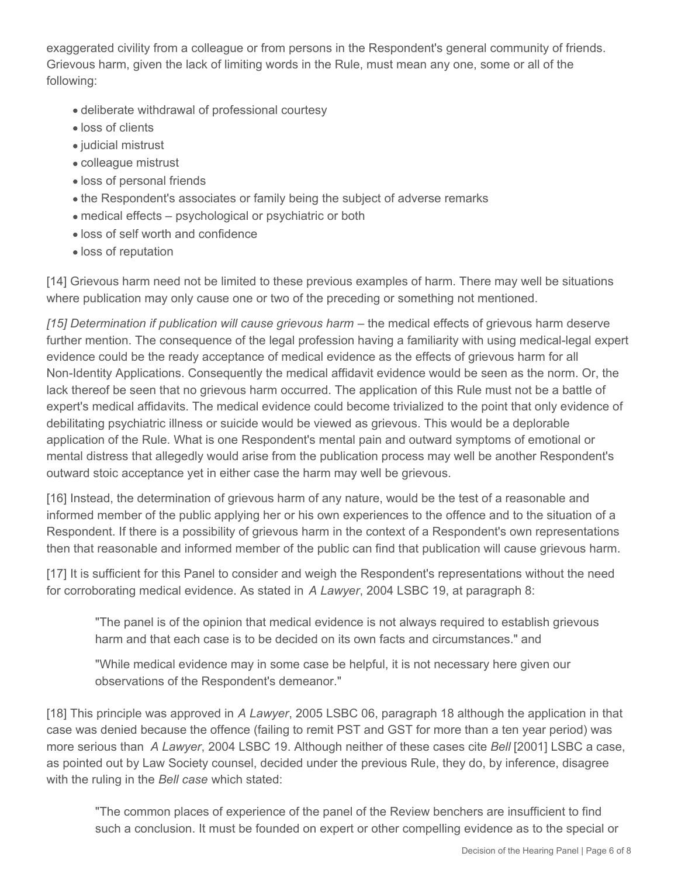exaggerated civility from a colleague or from persons in the Respondent's general community of friends. Grievous harm, given the lack of limiting words in the Rule, must mean any one, some or all of the following:

- deliberate withdrawal of professional courtesy
- loss of clients
- judicial mistrust
- colleague mistrust
- loss of personal friends
- the Respondent's associates or family being the subject of adverse remarks
- medical effects – psychological or psychiatric or both
- loss of self worth and confidence
- loss of reputation

[14] Grievous harm need not be limited to these previous examples of harm. There may well be situations where publication may only cause one or two of the preceding or something not mentioned.

*[15] Determination if publication will cause grievous harm* – the medical effects of grievous harm deserve further mention. The consequence of the legal profession having a familiarity with using medical-legal expert evidence could be the ready acceptance of medical evidence as the effects of grievous harm for all Non-Identity Applications. Consequently the medical affidavit evidence would be seen as the norm. Or, the lack thereof be seen that no grievous harm occurred. The application of this Rule must not be a battle of expert's medical affidavits. The medical evidence could become trivialized to the point that only evidence of debilitating psychiatric illness or suicide would be viewed as grievous. This would be a deplorable application of the Rule. What is one Respondent's mental pain and outward symptoms of emotional or mental distress that allegedly would arise from the publication process may well be another Respondent's outward stoic acceptance yet in either case the harm may well be grievous.

[16] Instead, the determination of grievous harm of any nature, would be the test of a reasonable and informed member of the public applying her or his own experiences to the offence and to the situation of a Respondent. If there is a possibility of grievous harm in the context of a Respondent's own representations then that reasonable and informed member of the public can find that publication will cause grievous harm.

[17] It is sufficient for this Panel to consider and weigh the Respondent's representations without the need for corroborating medical evidence. As stated in *A Lawyer*, 2004 LSBC 19, at paragraph 8:

> "The panel is of the opinion that medical evidence is not always required to establish grievous harm and that each case is to be decided on its own facts and circumstances." and
>
> "While medical evidence may in some case be helpful, it is not necessary here given our observations of the Respondent's demeanor."

[18] This principle was approved in *A Lawyer*, 2005 LSBC 06, paragraph 18 although the application in that case was denied because the offence (failing to remit PST and GST for more than a ten year period) was more serious than *A Lawyer*, 2004 LSBC 19. Although neither of these cases cite *Bell* [2001] LSBC a case, as pointed out by Law Society counsel, decided under the previous Rule, they do, by inference, disagree with the ruling in the *Bell case* which stated:

> "The common places of experience of the panel of the Review benchers are insufficient to find such a conclusion. It must be founded on expert or other compelling evidence as to the special or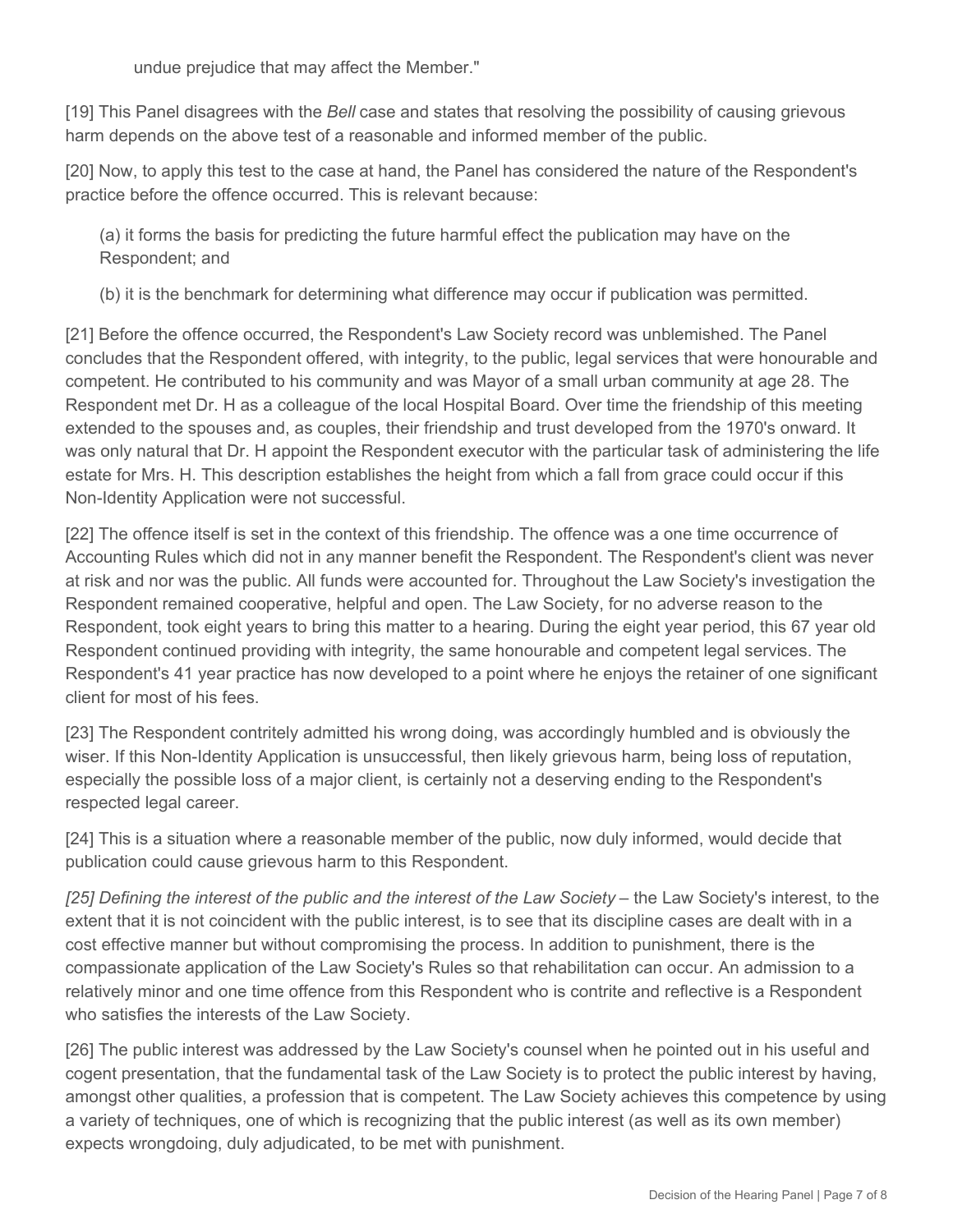undue prejudice that may affect the Member."

[19] This Panel disagrees with the *Bell* case and states that resolving the possibility of causing grievous harm depends on the above test of a reasonable and informed member of the public.

[20] Now, to apply this test to the case at hand, the Panel has considered the nature of the Respondent's practice before the offence occurred. This is relevant because:

(a) it forms the basis for predicting the future harmful effect the publication may have on the Respondent; and

(b) it is the benchmark for determining what difference may occur if publication was permitted.

[21] Before the offence occurred, the Respondent's Law Society record was unblemished. The Panel concludes that the Respondent offered, with integrity, to the public, legal services that were honourable and competent. He contributed to his community and was Mayor of a small urban community at age 28. The Respondent met Dr. H as a colleague of the local Hospital Board. Over time the friendship of this meeting extended to the spouses and, as couples, their friendship and trust developed from the 1970's onward. It was only natural that Dr. H appoint the Respondent executor with the particular task of administering the life estate for Mrs. H. This description establishes the height from which a fall from grace could occur if this Non-Identity Application were not successful.

[22] The offence itself is set in the context of this friendship. The offence was a one time occurrence of Accounting Rules which did not in any manner benefit the Respondent. The Respondent's client was never at risk and nor was the public. All funds were accounted for. Throughout the Law Society's investigation the Respondent remained cooperative, helpful and open. The Law Society, for no adverse reason to the Respondent, took eight years to bring this matter to a hearing. During the eight year period, this 67 year old Respondent continued providing with integrity, the same honourable and competent legal services. The Respondent's 41 year practice has now developed to a point where he enjoys the retainer of one significant client for most of his fees.

[23] The Respondent contritely admitted his wrong doing, was accordingly humbled and is obviously the wiser. If this Non-Identity Application is unsuccessful, then likely grievous harm, being loss of reputation, especially the possible loss of a major client, is certainly not a deserving ending to the Respondent's respected legal career.

[24] This is a situation where a reasonable member of the public, now duly informed, would decide that publication could cause grievous harm to this Respondent.

*[25] Defining the interest of the public and the interest of the Law Society* – the Law Society's interest, to the extent that it is not coincident with the public interest, is to see that its discipline cases are dealt with in a cost effective manner but without compromising the process. In addition to punishment, there is the compassionate application of the Law Society's Rules so that rehabilitation can occur. An admission to a relatively minor and one time offence from this Respondent who is contrite and reflective is a Respondent who satisfies the interests of the Law Society.

[26] The public interest was addressed by the Law Society's counsel when he pointed out in his useful and cogent presentation, that the fundamental task of the Law Society is to protect the public interest by having, amongst other qualities, a profession that is competent. The Law Society achieves this competence by using a variety of techniques, one of which is recognizing that the public interest (as well as its own member) expects wrongdoing, duly adjudicated, to be met with punishment.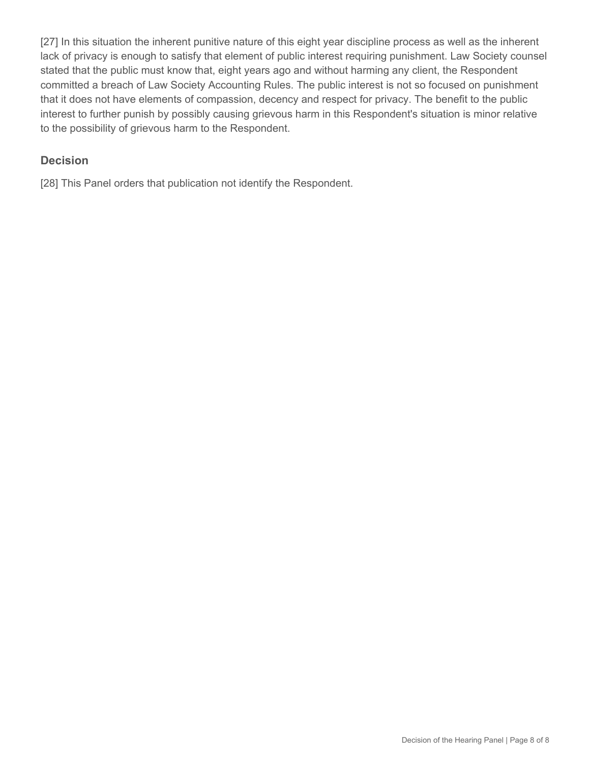[27] In this situation the inherent punitive nature of this eight year discipline process as well as the inherent lack of privacy is enough to satisfy that element of public interest requiring punishment. Law Society counsel stated that the public must know that, eight years ago and without harming any client, the Respondent committed a breach of Law Society Accounting Rules. The public interest is not so focused on punishment that it does not have elements of compassion, decency and respect for privacy. The benefit to the public interest to further punish by possibly causing grievous harm in this Respondent's situation is minor relative to the possibility of grievous harm to the Respondent.

## Decision

[28] This Panel orders that publication not identify the Respondent.